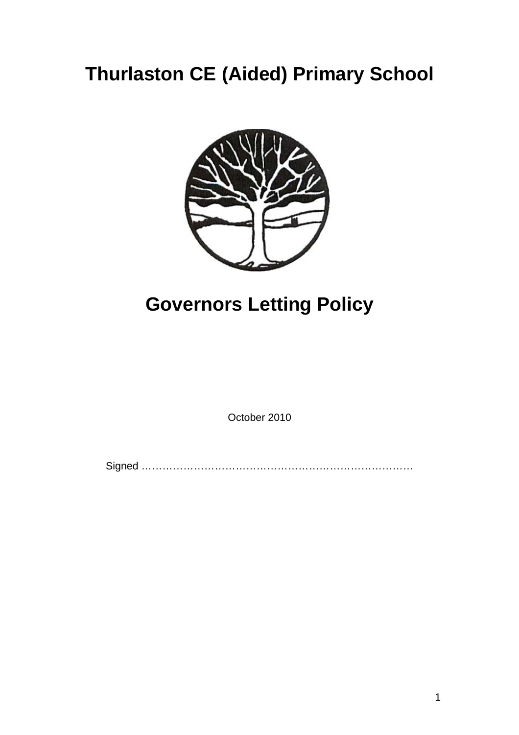# Thurlaston CE (Aided) Primary School

# Governors Letting Policy

October 2010

Signed ……………………………………………………………………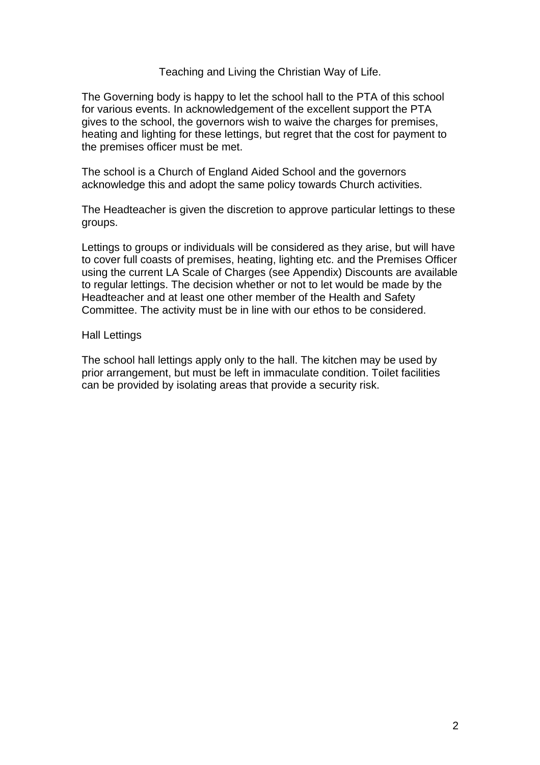Teaching and Living the Christian Way of Life.

The Governing body is happy to let the school hall to the PTA of this school for various events. In acknowledgement of the excellent support the PTA gives to the school, the governors wish to waive the charges for premises, heating and lighting for these lettings, but regret that the cost for payment to the premises officer must be met.

The school is a Church of England Aided School and the governors acknowledge this and adopt the same policy towards Church activities.

The Headteacher is given the discretion to approve particular lettings to these groups.

Lettings to groups or individuals will be considered as they arise, but will have to cover full coasts of premises, heating, lighting etc. and the Premises Officer using the current LA Scale of Charges (see Appendix) Discounts are available to regular lettings. The decision whether or not to let would be made by the Headteacher and at least one other member of the Health and Safety Committee. The activity must be in line with our ethos to be considered.

Hall Lettings

The school hall lettings apply only to the hall. The kitchen may be used by prior arrangement, but must be left in immaculate condition. Toilet facilities can be provided by isolating areas that provide a security risk.